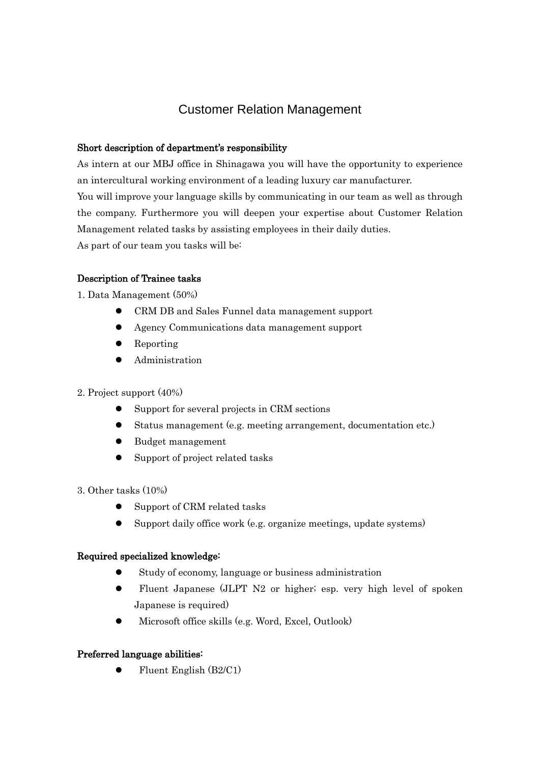# Customer Relation Management

**Short description of department's responsibility**

As intern at our MBJ office in Shinagawa you will have the opportunity to experience an intercultural working environment of a leading luxury car manufacturer.
You will improve your language skills by communicating in our team as well as through the company. Furthermore you will deepen your expertise about Customer Relation Management related tasks by assisting employees in their daily duties.
As part of our team you tasks will be:

**Description of Trainee tasks**

1. Data Management (50%)
   - CRM DB and Sales Funnel data management support
   - Agency Communications data management support
   - Reporting
   - Administration

2. Project support (40%)
   - Support for several projects in CRM sections
   - Status management (e.g. meeting arrangement, documentation etc.)
   - Budget management
   - Support of project related tasks

3. Other tasks (10%)
   - Support of CRM related tasks
   - Support daily office work (e.g. organize meetings, update systems)

**Required specialized knowledge:**

- Study of economy, language or business administration
- Fluent Japanese (JLPT N2 or higher; esp. very high level of spoken Japanese is required)
- Microsoft office skills (e.g. Word, Excel, Outlook)

**Preferred language abilities:**

- Fluent English (B2/C1)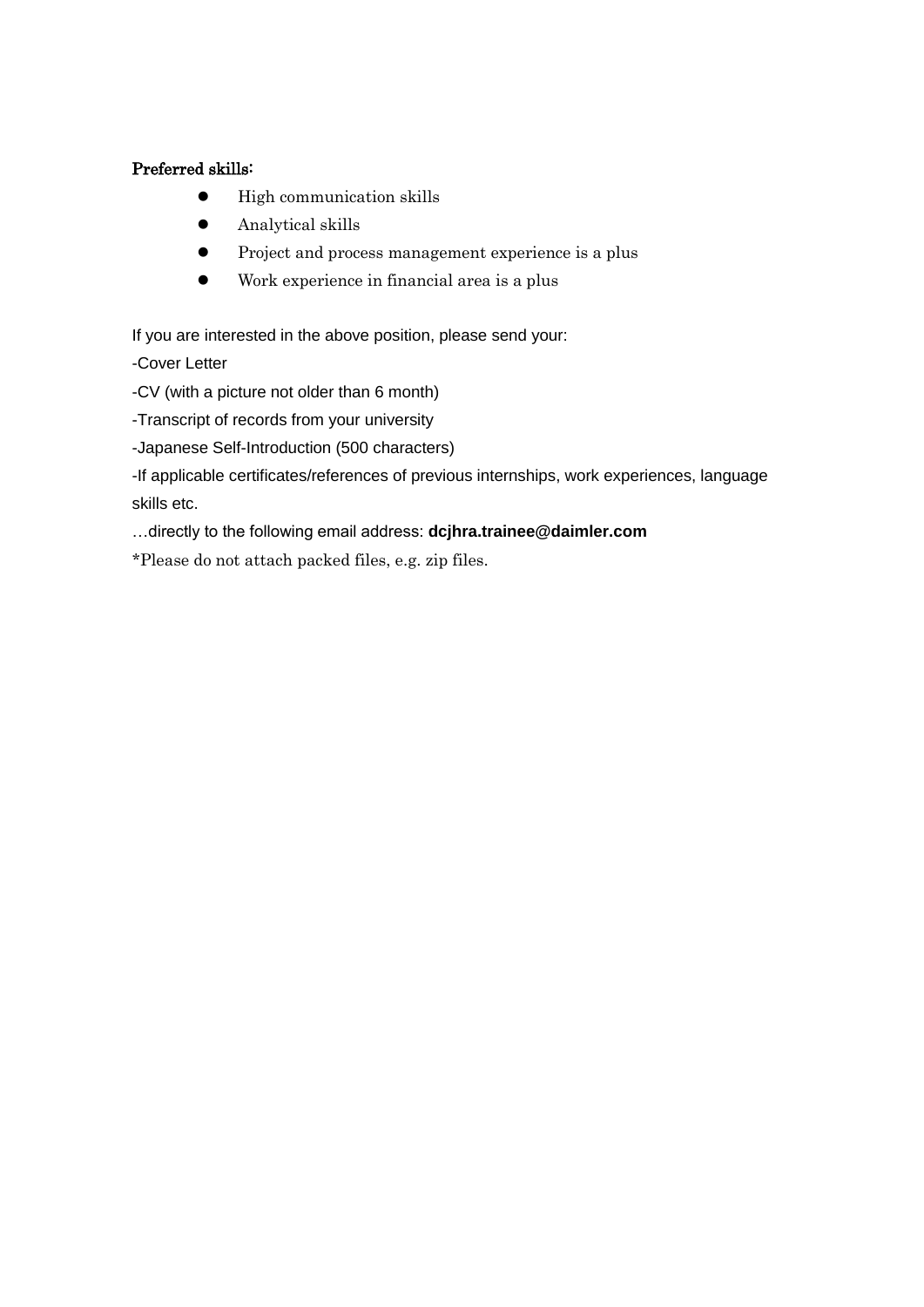**Preferred skills:**

- High communication skills
- Analytical skills
- Project and process management experience is a plus
- Work experience in financial area is a plus

If you are interested in the above position, please send your:

-Cover Letter

-CV (with a picture not older than 6 month)

-Transcript of records from your university

-Japanese Self-Introduction (500 characters)

-If applicable certificates/references of previous internships, work experiences, language skills etc.

…directly to the following email address: **dcjhra.trainee@daimler.com**

*Please do not attach packed files, e.g. zip files.